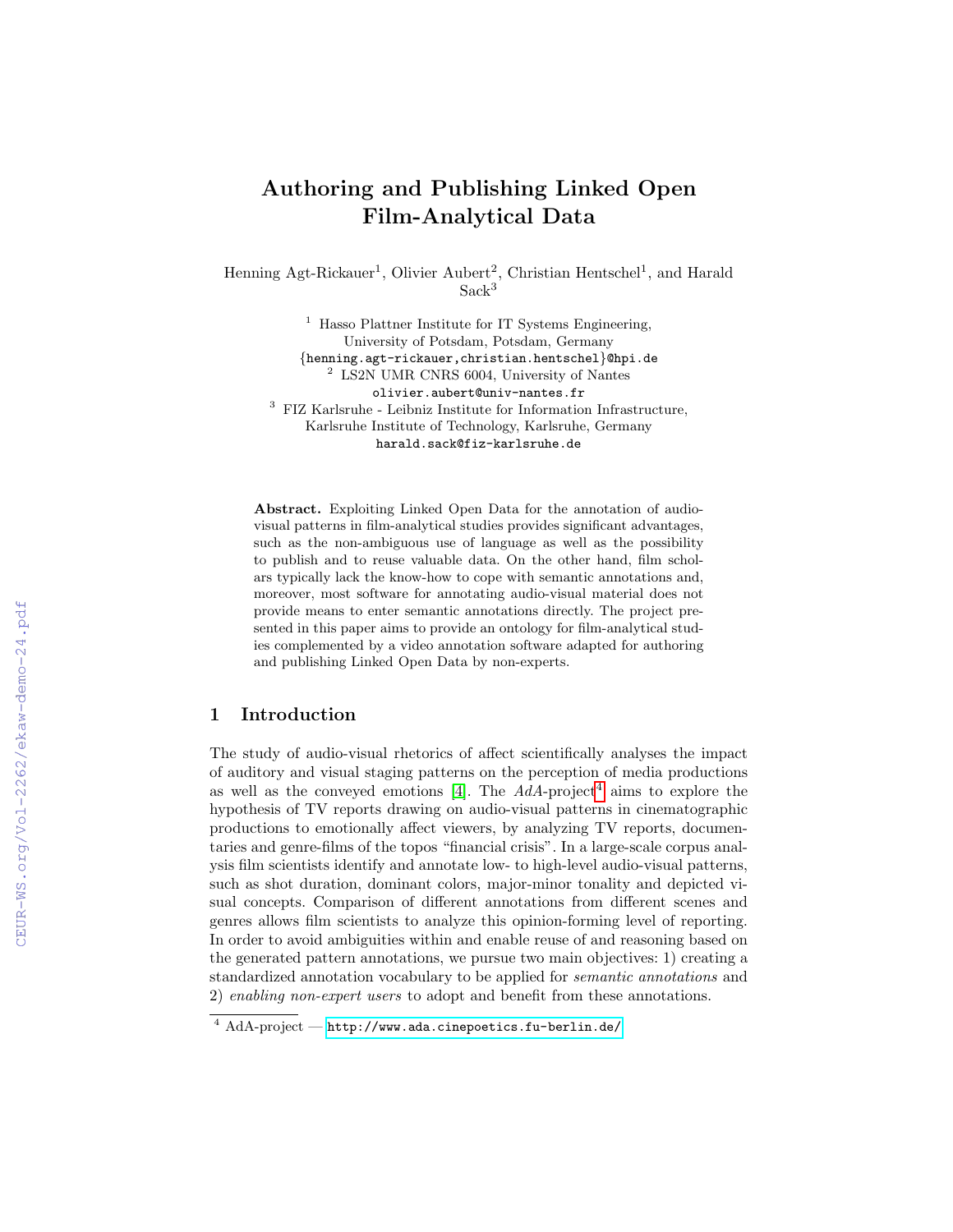# Authoring and Publishing Linked Open Film-Analytical Data

Henning Agt-Rickauer[1], Olivier Aubert[2], Christian Hentschel[1], and Harald Sack[3]

[1] Hasso Plattner Institute for IT Systems Engineering, University of Potsdam, Potsdam, Germany
{henning.agt-rickauer,christian.hentschel}@hpi.de

[2] LS2N UMR CNRS 6004, University of Nantes
olivier.aubert@univ-nantes.fr

[3] FIZ Karlsruhe - Leibniz Institute for Information Infrastructure, Karlsruhe Institute of Technology, Karlsruhe, Germany
harald.sack@fiz-karlsruhe.de

**Abstract.** Exploiting Linked Open Data for the annotation of audio-visual patterns in film-analytical studies provides significant advantages, such as the non-ambiguous use of language as well as the possibility to publish and to reuse valuable data. On the other hand, film scholars typically lack the know-how to cope with semantic annotations and, moreover, most software for annotating audio-visual material does not provide means to enter semantic annotations directly. The project presented in this paper aims to provide an ontology for film-analytical studies complemented by a video annotation software adapted for authoring and publishing Linked Open Data by non-experts.

## 1 Introduction

The study of audio-visual rhetorics of affect scientifically analyses the impact of auditory and visual staging patterns on the perception of media productions as well as the conveyed emotions [4]. The *AdA*-project[4] aims to explore the hypothesis of TV reports drawing on audio-visual patterns in cinematographic productions to emotionally affect viewers, by analyzing TV reports, documentaries and genre-films of the topos "financial crisis". In a large-scale corpus analysis film scientists identify and annotate low- to high-level audio-visual patterns, such as shot duration, dominant colors, major-minor tonality and depicted visual concepts. Comparison of different annotations from different scenes and genres allows film scientists to analyze this opinion-forming level of reporting. In order to avoid ambiguities within and enable reuse of and reasoning based on the generated pattern annotations, we pursue two main objectives: 1) creating a standardized annotation vocabulary to be applied for *semantic annotations* and 2) *enabling non-expert users* to adopt and benefit from these annotations.

[4] AdA-project — http://www.ada.cinepoetics.fu-berlin.de/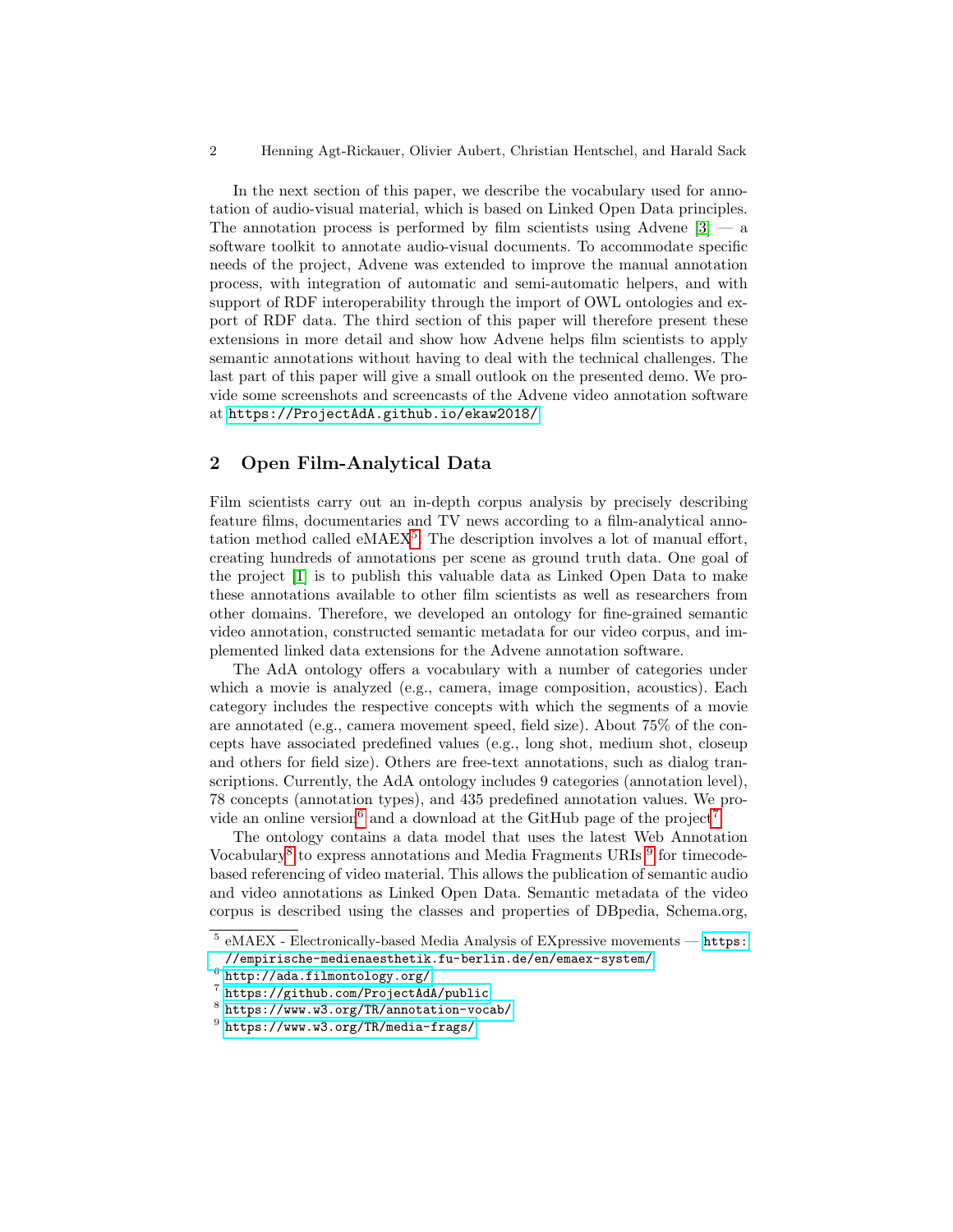In the next section of this paper, we describe the vocabulary used for annotation of audio-visual material, which is based on Linked Open Data principles. The annotation process is performed by film scientists using Advene [3] — a software toolkit to annotate audio-visual documents. To accommodate specific needs of the project, Advene was extended to improve the manual annotation process, with integration of automatic and semi-automatic helpers, and with support of RDF interoperability through the import of OWL ontologies and export of RDF data. The third section of this paper will therefore present these extensions in more detail and show how Advene helps film scientists to apply semantic annotations without having to deal with the technical challenges. The last part of this paper will give a small outlook on the presented demo. We provide some screenshots and screencasts of the Advene video annotation software at https://ProjectAdA.github.io/ekaw2018/

## 2 Open Film-Analytical Data

Film scientists carry out an in-depth corpus analysis by precisely describing feature films, documentaries and TV news according to a film-analytical annotation method called eMAEX[5]. The description involves a lot of manual effort, creating hundreds of annotations per scene as ground truth data. One goal of the project [1] is to publish this valuable data as Linked Open Data to make these annotations available to other film scientists as well as researchers from other domains. Therefore, we developed an ontology for fine-grained semantic video annotation, constructed semantic metadata for our video corpus, and implemented linked data extensions for the Advene annotation software.

The AdA ontology offers a vocabulary with a number of categories under which a movie is analyzed (e.g., camera, image composition, acoustics). Each category includes the respective concepts with which the segments of a movie are annotated (e.g., camera movement speed, field size). About 75% of the concepts have associated predefined values (e.g., long shot, medium shot, closeup and others for field size). Others are free-text annotations, such as dialog transcriptions. Currently, the AdA ontology includes 9 categories (annotation level), 78 concepts (annotation types), and 435 predefined annotation values. We provide an online version[6] and a download at the GitHub page of the project[7].

The ontology contains a data model that uses the latest Web Annotation Vocabulary[8] to express annotations and Media Fragments URIs [9] for timecode-based referencing of video material. This allows the publication of semantic audio and video annotations as Linked Open Data. Semantic metadata of the video corpus is described using the classes and properties of DBpedia, Schema.org,

---

[5] eMAEX - Electronically-based Media Analysis of EXpressive movements — https://empirische-medienaesthetik.fu-berlin.de/en/emaex-system/

[6] http://ada.filmontology.org/

[7] https://github.com/ProjectAdA/public

[8] https://www.w3.org/TR/annotation-vocab/

[9] https://www.w3.org/TR/media-frags/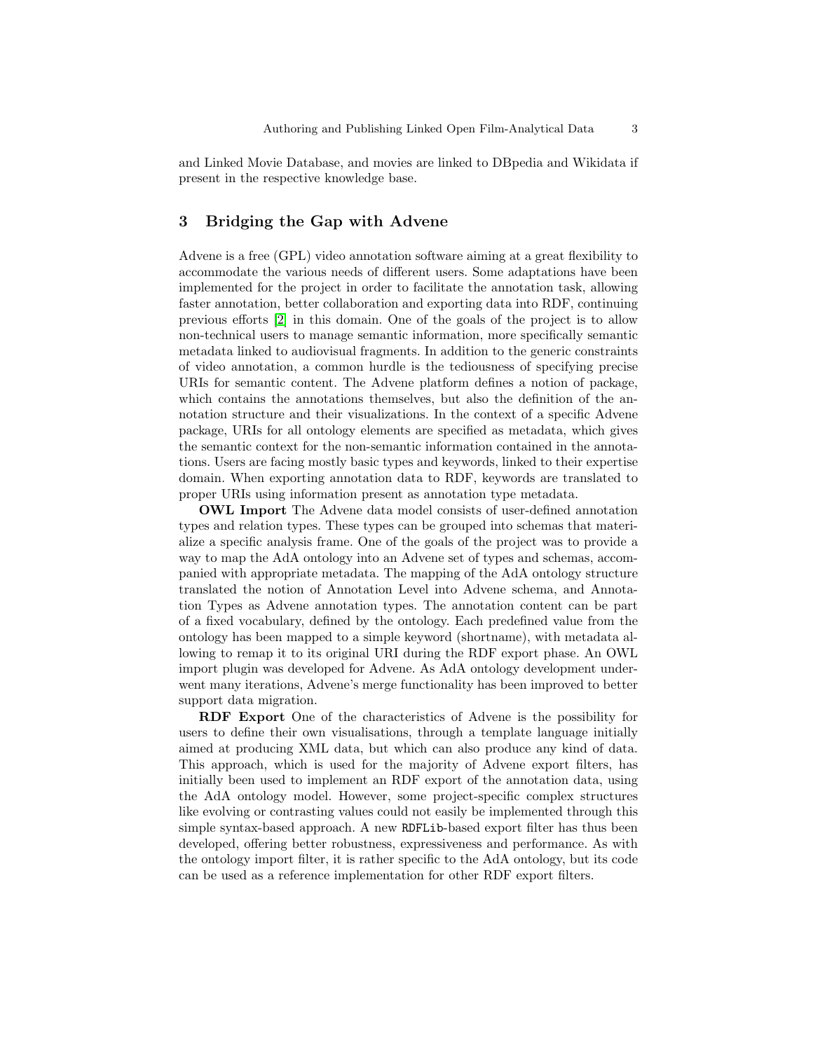and Linked Movie Database, and movies are linked to DBpedia and Wikidata if present in the respective knowledge base.

## 3 Bridging the Gap with Advene

Advene is a free (GPL) video annotation software aiming at a great flexibility to accommodate the various needs of different users. Some adaptations have been implemented for the project in order to facilitate the annotation task, allowing faster annotation, better collaboration and exporting data into RDF, continuing previous efforts [2] in this domain. One of the goals of the project is to allow non-technical users to manage semantic information, more specifically semantic metadata linked to audiovisual fragments. In addition to the generic constraints of video annotation, a common hurdle is the tediousness of specifying precise URIs for semantic content. The Advene platform defines a notion of package, which contains the annotations themselves, but also the definition of the annotation structure and their visualizations. In the context of a specific Advene package, URIs for all ontology elements are specified as metadata, which gives the semantic context for the non-semantic information contained in the annotations. Users are facing mostly basic types and keywords, linked to their expertise domain. When exporting annotation data to RDF, keywords are translated to proper URIs using information present as annotation type metadata.

**OWL Import** The Advene data model consists of user-defined annotation types and relation types. These types can be grouped into schemas that materialize a specific analysis frame. One of the goals of the project was to provide a way to map the AdA ontology into an Advene set of types and schemas, accompanied with appropriate metadata. The mapping of the AdA ontology structure translated the notion of Annotation Level into Advene schema, and Annotation Types as Advene annotation types. The annotation content can be part of a fixed vocabulary, defined by the ontology. Each predefined value from the ontology has been mapped to a simple keyword (shortname), with metadata allowing to remap it to its original URI during the RDF export phase. An OWL import plugin was developed for Advene. As AdA ontology development underwent many iterations, Advene's merge functionality has been improved to better support data migration.

**RDF Export** One of the characteristics of Advene is the possibility for users to define their own visualisations, through a template language initially aimed at producing XML data, but which can also produce any kind of data. This approach, which is used for the majority of Advene export filters, has initially been used to implement an RDF export of the annotation data, using the AdA ontology model. However, some project-specific complex structures like evolving or contrasting values could not easily be implemented through this simple syntax-based approach. A new `RDFLib`-based export filter has thus been developed, offering better robustness, expressiveness and performance. As with the ontology import filter, it is rather specific to the AdA ontology, but its code can be used as a reference implementation for other RDF export filters.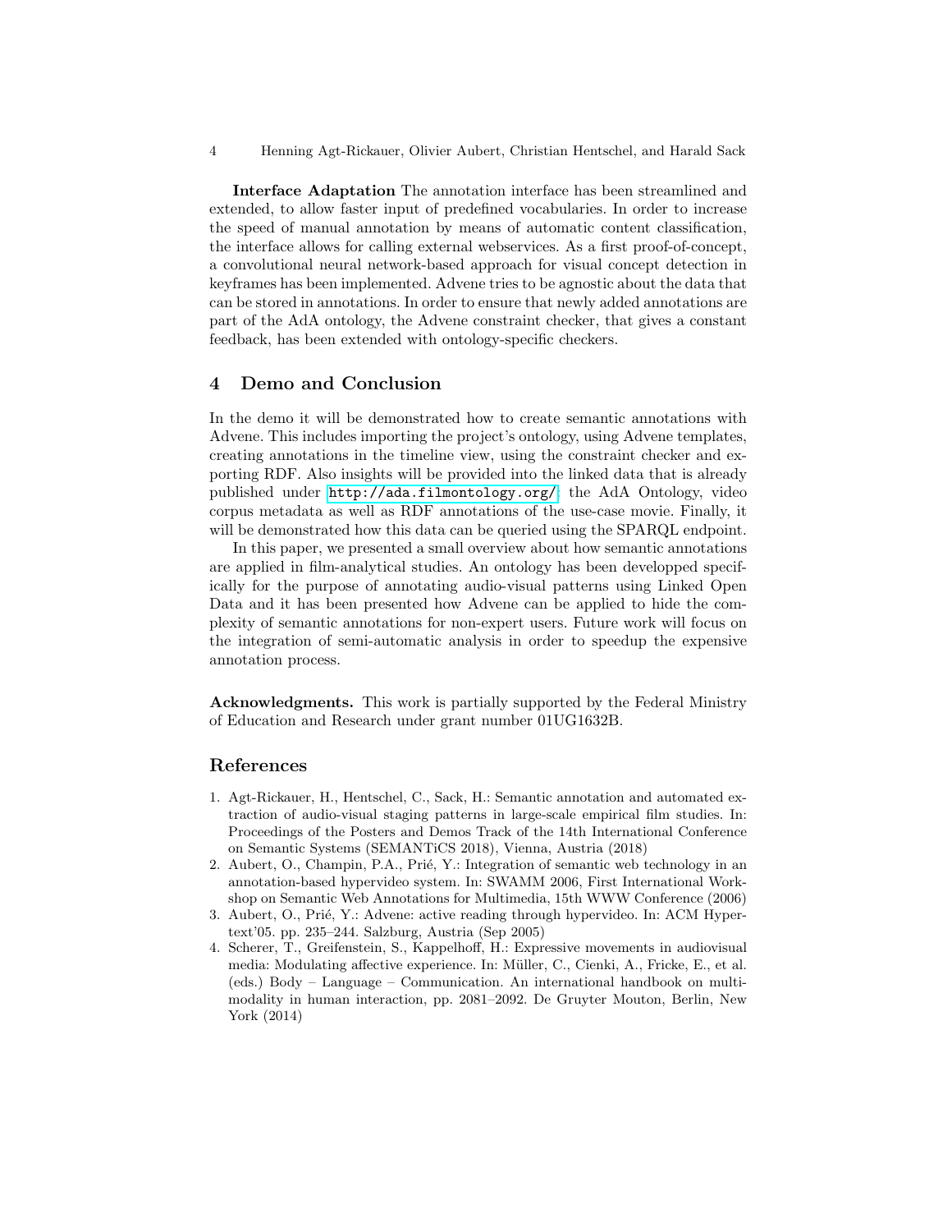**Interface Adaptation** The annotation interface has been streamlined and extended, to allow faster input of predefined vocabularies. In order to increase the speed of manual annotation by means of automatic content classification, the interface allows for calling external webservices. As a first proof-of-concept, a convolutional neural network-based approach for visual concept detection in keyframes has been implemented. Advene tries to be agnostic about the data that can be stored in annotations. In order to ensure that newly added annotations are part of the AdA ontology, the Advene constraint checker, that gives a constant feedback, has been extended with ontology-specific checkers.

## 4 Demo and Conclusion

In the demo it will be demonstrated how to create semantic annotations with Advene. This includes importing the project's ontology, using Advene templates, creating annotations in the timeline view, using the constraint checker and exporting RDF. Also insights will be provided into the linked data that is already published under http://ada.filmontology.org/: the AdA Ontology, video corpus metadata as well as RDF annotations of the use-case movie. Finally, it will be demonstrated how this data can be queried using the SPARQL endpoint.

In this paper, we presented a small overview about how semantic annotations are applied in film-analytical studies. An ontology has been developped specifically for the purpose of annotating audio-visual patterns using Linked Open Data and it has been presented how Advene can be applied to hide the complexity of semantic annotations for non-expert users. Future work will focus on the integration of semi-automatic analysis in order to speedup the expensive annotation process.

**Acknowledgments.** This work is partially supported by the Federal Ministry of Education and Research under grant number 01UG1632B.

## References

1. Agt-Rickauer, H., Hentschel, C., Sack, H.: Semantic annotation and automated extraction of audio-visual staging patterns in large-scale empirical film studies. In: Proceedings of the Posters and Demos Track of the 14th International Conference on Semantic Systems (SEMANTiCS 2018), Vienna, Austria (2018)
2. Aubert, O., Champin, P.A., Prié, Y.: Integration of semantic web technology in an annotation-based hypervideo system. In: SWAMM 2006, First International Workshop on Semantic Web Annotations for Multimedia, 15th WWW Conference (2006)
3. Aubert, O., Prié, Y.: Advene: active reading through hypervideo. In: ACM Hypertext'05. pp. 235–244. Salzburg, Austria (Sep 2005)
4. Scherer, T., Greifenstein, S., Kappelhoff, H.: Expressive movements in audiovisual media: Modulating affective experience. In: Müller, C., Cienki, A., Fricke, E., et al. (eds.) Body – Language – Communication. An international handbook on multimodality in human interaction, pp. 2081–2092. De Gruyter Mouton, Berlin, New York (2014)